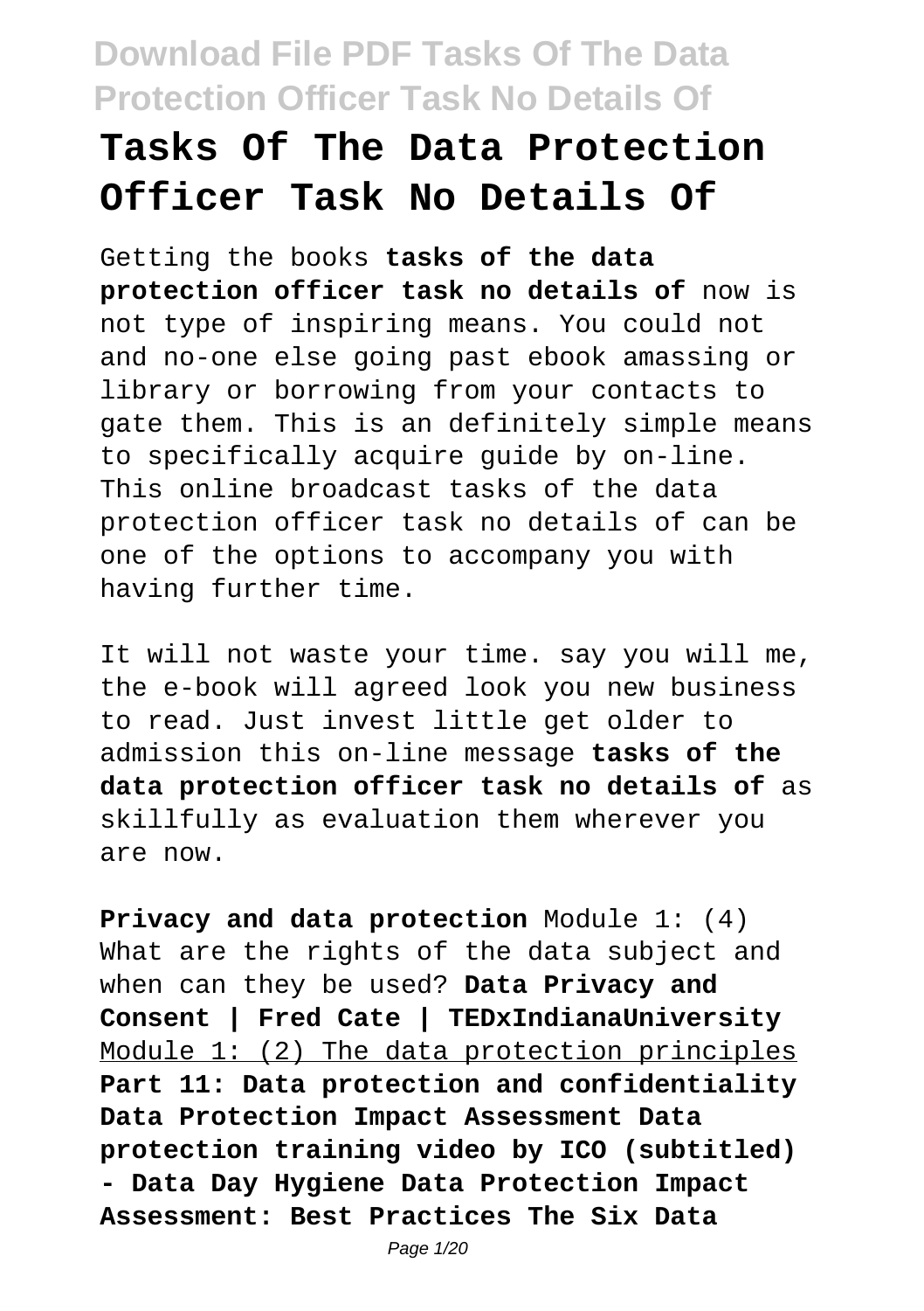# Tasks Of The Data Protection Officer Task No Details Of

Getting the books **tasks of the data protection officer task no details of** now is not type of inspiring means. You could not and no-one else going past ebook amassing or library or borrowing from your contacts to gate them. This is an definitely simple means to specifically acquire guide by on-line. This online broadcast tasks of the data protection officer task no details of can be one of the options to accompany you with having further time.

It will not waste your time. say you will me, the e-book will agreed look you new business to read. Just invest little get older to admission this on-line message **tasks of the data protection officer task no details of** as skillfully as evaluation them wherever you are now.

**Privacy and data protection** Module 1: (4) What are the rights of the data subject and when can they be used? **Data Privacy and Consent | Fred Cate | TEDxIndianaUniversity** Module 1: (2) The data protection principles **Part 11: Data protection and confidentiality Data Protection Impact Assessment Data protection training video by ICO (subtitled) - Data Day Hygiene Data Protection Impact Assessment: Best Practices The Six Data**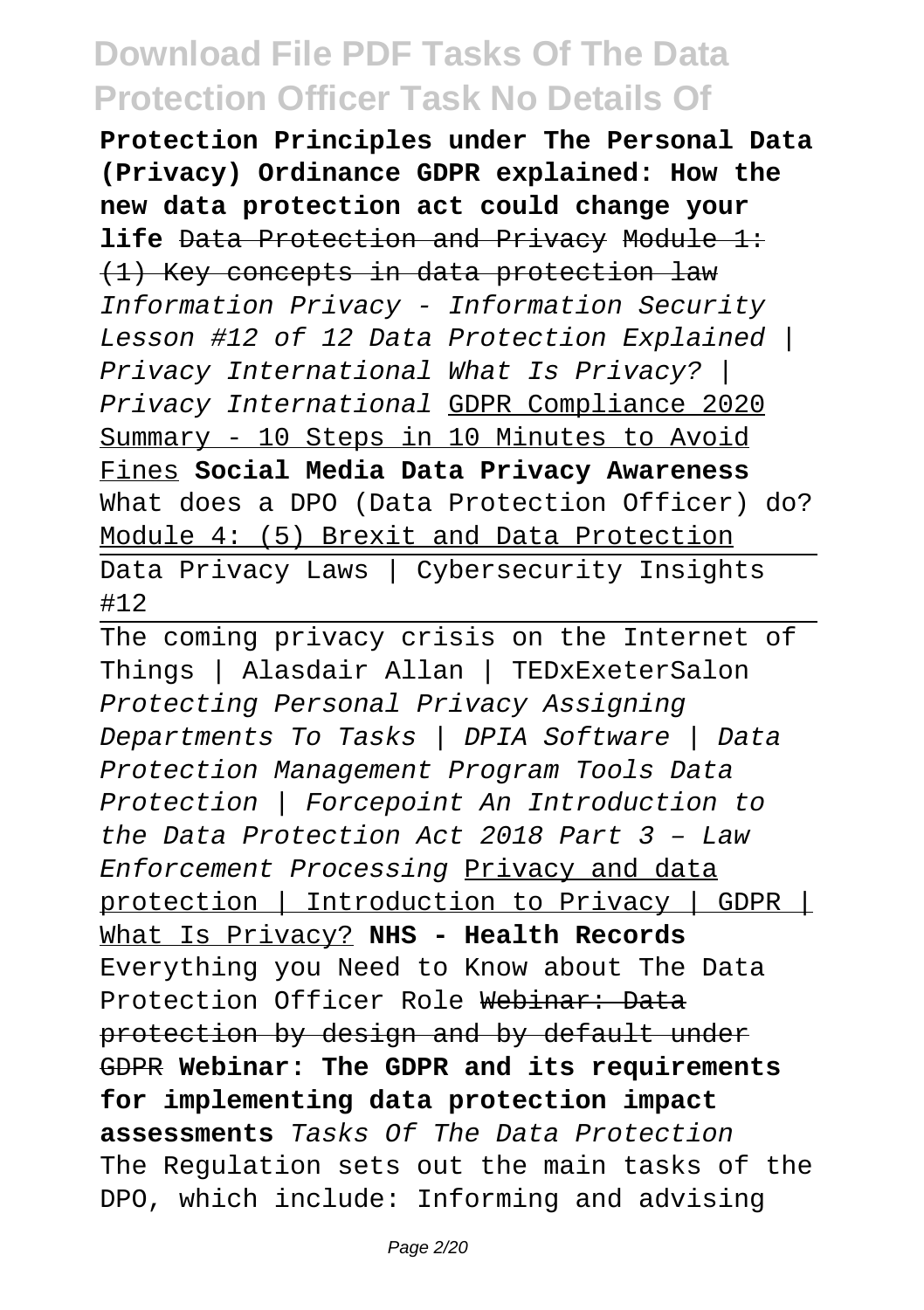**Protection Principles under The Personal Data (Privacy) Ordinance GDPR explained: How the new data protection act could change your life** Data Protection and Privacy Module 1: (1) Key concepts in data protection law *Information Privacy - Information Security Lesson #12 of 12 Data Protection Explained | Privacy International What Is Privacy? | Privacy International* GDPR Compliance 2020 Summary - 10 Steps in 10 Minutes to Avoid Fines **Social Media Data Privacy Awareness** What does a DPO (Data Protection Officer) do? Module 4: (5) Brexit and Data Protection

Data Privacy Laws | Cybersecurity Insights #12

The coming privacy crisis on the Internet of Things | Alasdair Allan | TEDxExeterSalon *Protecting Personal Privacy Assigning Departments To Tasks | DPIA Software | Data Protection Management Program Tools Data Protection | Forcepoint An Introduction to the Data Protection Act 2018 Part 3 – Law Enforcement Processing* Privacy and data protection | Introduction to Privacy | GDPR | What Is Privacy? **NHS - Health Records** Everything you Need to Know about The Data Protection Officer Role Webinar: Data protection by design and by default under GDPR **Webinar: The GDPR and its requirements for implementing data protection impact assessments** *Tasks Of The Data Protection* The Regulation sets out the main tasks of the DPO, which include: Informing and advising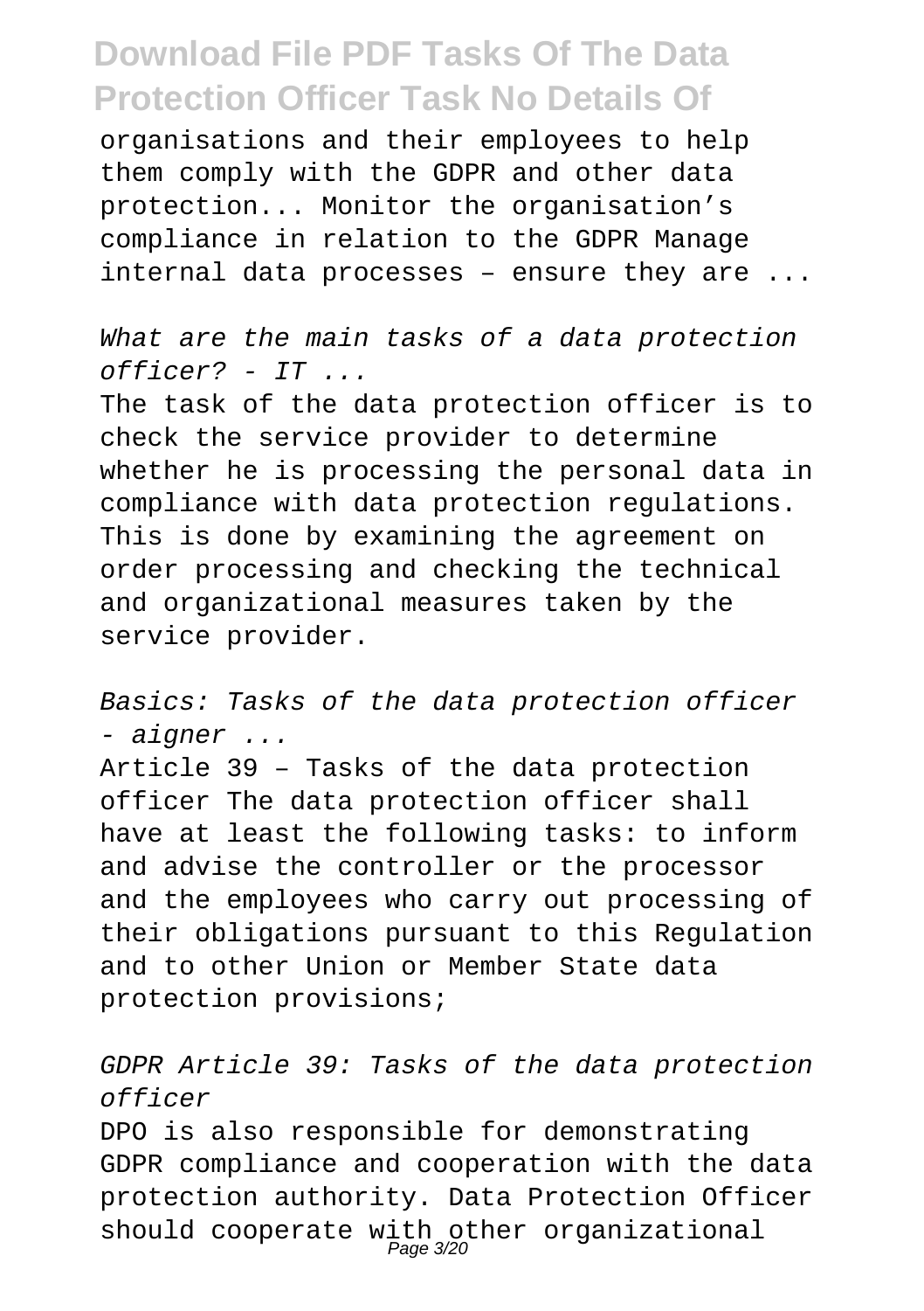organisations and their employees to help them comply with the GDPR and other data protection... Monitor the organisation's compliance in relation to the GDPR Manage internal data processes – ensure they are ...

*What are the main tasks of a data protection officer? - IT ...*

The task of the data protection officer is to check the service provider to determine whether he is processing the personal data in compliance with data protection regulations. This is done by examining the agreement on order processing and checking the technical and organizational measures taken by the service provider.

*Basics: Tasks of the data protection officer - aigner ...*

Article 39 – Tasks of the data protection officer The data protection officer shall have at least the following tasks: to inform and advise the controller or the processor and the employees who carry out processing of their obligations pursuant to this Regulation and to other Union or Member State data protection provisions;

*GDPR Article 39: Tasks of the data protection officer*

DPO is also responsible for demonstrating GDPR compliance and cooperation with the data protection authority. Data Protection Officer should cooperate with other organizational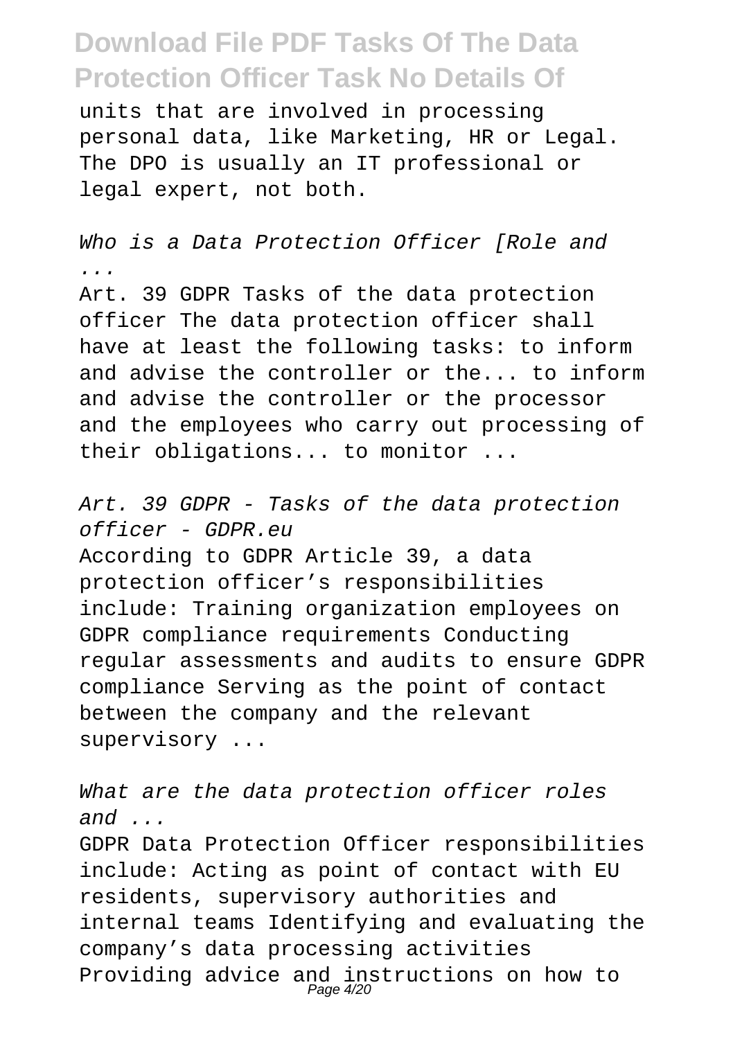units that are involved in processing personal data, like Marketing, HR or Legal. The DPO is usually an IT professional or legal expert, not both.

*Who is a Data Protection Officer [Role and ...*

Art. 39 GDPR Tasks of the data protection officer The data protection officer shall have at least the following tasks: to inform and advise the controller or the... to inform and advise the controller or the processor and the employees who carry out processing of their obligations... to monitor ...

*Art. 39 GDPR - Tasks of the data protection officer - GDPR.eu*

According to GDPR Article 39, a data protection officer's responsibilities include: Training organization employees on GDPR compliance requirements Conducting regular assessments and audits to ensure GDPR compliance Serving as the point of contact between the company and the relevant supervisory ...

*What are the data protection officer roles and ...*

GDPR Data Protection Officer responsibilities include: Acting as point of contact with EU residents, supervisory authorities and internal teams Identifying and evaluating the company's data processing activities Providing advice and instructions on how to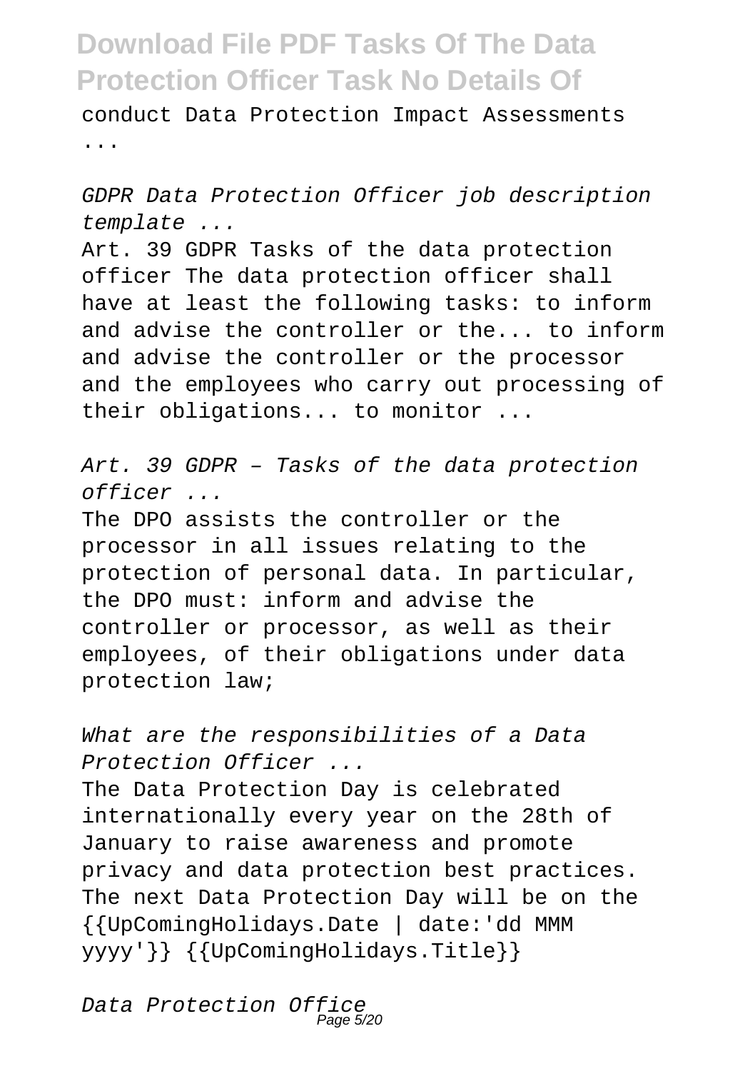conduct Data Protection Impact Assessments ...

*GDPR Data Protection Officer job description template ...*

Art. 39 GDPR Tasks of the data protection officer The data protection officer shall have at least the following tasks: to inform and advise the controller or the... to inform and advise the controller or the processor and the employees who carry out processing of their obligations... to monitor ...

*Art. 39 GDPR – Tasks of the data protection officer ...*

The DPO assists the controller or the processor in all issues relating to the protection of personal data. In particular, the DPO must: inform and advise the controller or processor, as well as their employees, of their obligations under data protection law;

*What are the responsibilities of a Data Protection Officer ...*

The Data Protection Day is celebrated internationally every year on the 28th of January to raise awareness and promote privacy and data protection best practices. The next Data Protection Day will be on the {{UpComingHolidays.Date | date:'dd MMM yyyy'}} {{UpComingHolidays.Title}}

*Data Protection Office*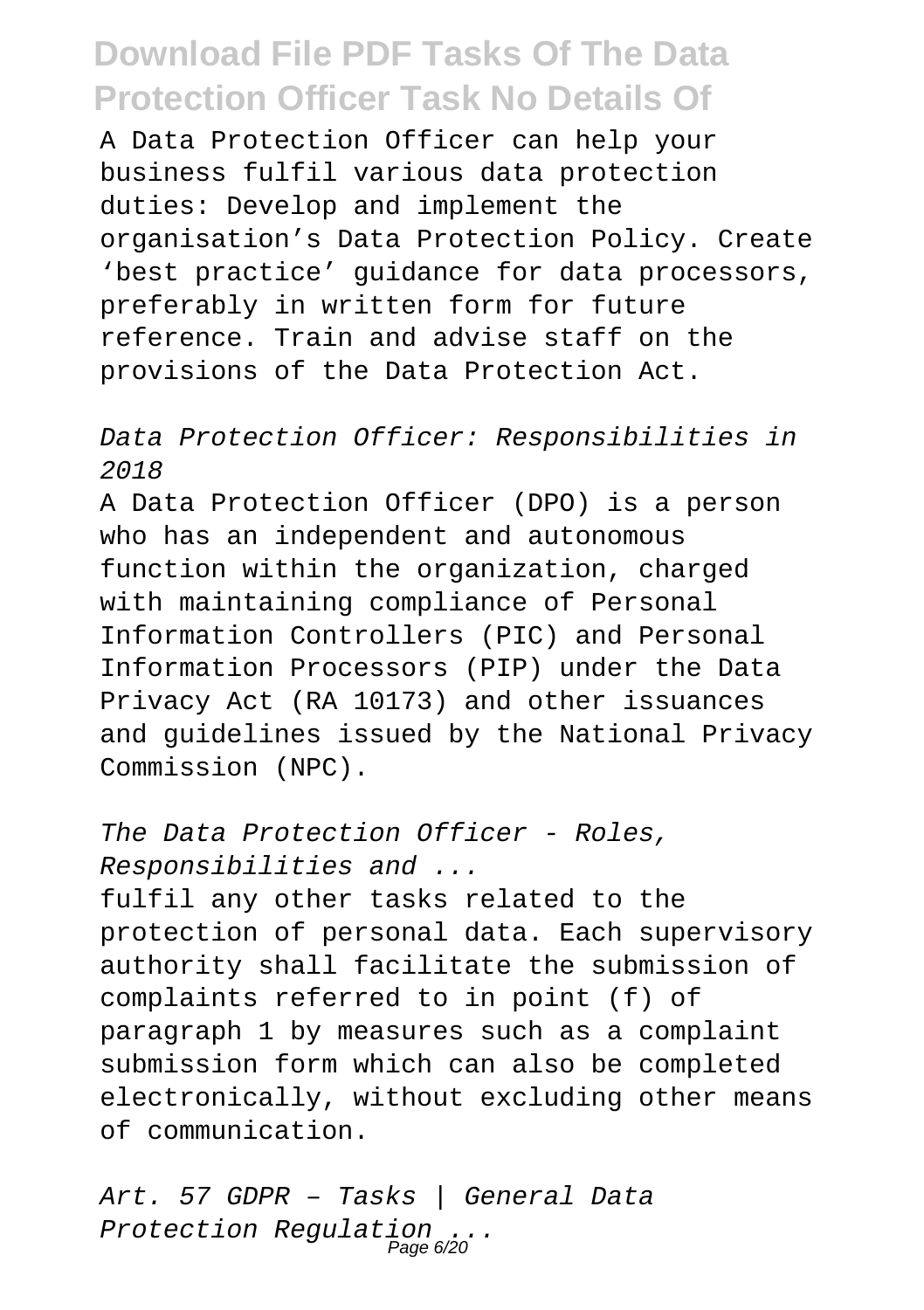A Data Protection Officer can help your business fulfil various data protection duties: Develop and implement the organisation's Data Protection Policy. Create 'best practice' guidance for data processors, preferably in written form for future reference. Train and advise staff on the provisions of the Data Protection Act.

*Data Protection Officer: Responsibilities in 2018*

A Data Protection Officer (DPO) is a person who has an independent and autonomous function within the organization, charged with maintaining compliance of Personal Information Controllers (PIC) and Personal Information Processors (PIP) under the Data Privacy Act (RA 10173) and other issuances and guidelines issued by the National Privacy Commission (NPC).

*The Data Protection Officer - Roles, Responsibilities and ...*

fulfil any other tasks related to the protection of personal data. Each supervisory authority shall facilitate the submission of complaints referred to in point (f) of paragraph 1 by measures such as a complaint submission form which can also be completed electronically, without excluding other means of communication.

*Art. 57 GDPR – Tasks | General Data Protection Regulation ...*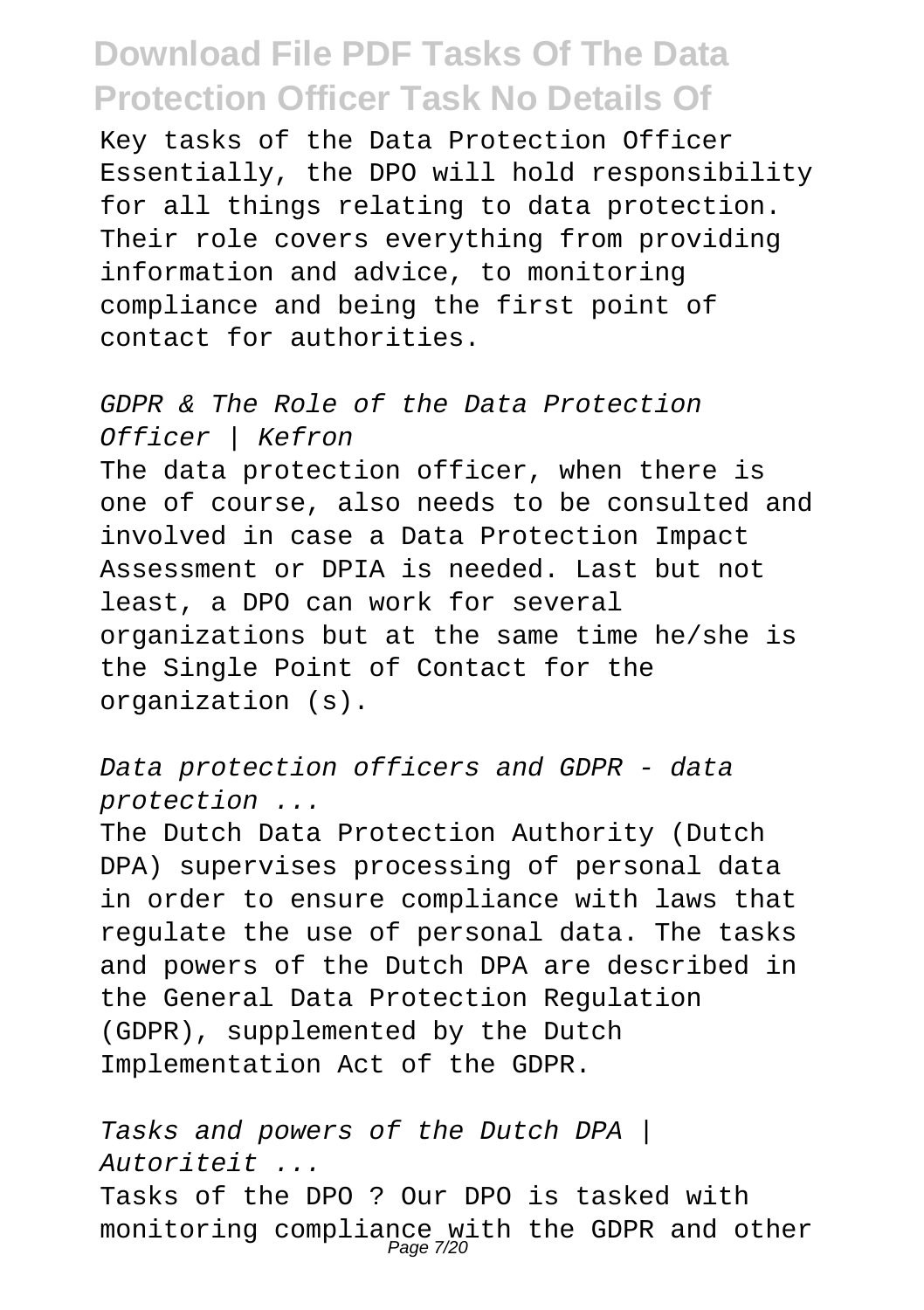Key tasks of the Data Protection Officer Essentially, the DPO will hold responsibility for all things relating to data protection. Their role covers everything from providing information and advice, to monitoring compliance and being the first point of contact for authorities.

*GDPR & The Role of the Data Protection Officer | Kefron*

The data protection officer, when there is one of course, also needs to be consulted and involved in case a Data Protection Impact Assessment or DPIA is needed. Last but not least, a DPO can work for several organizations but at the same time he/she is the Single Point of Contact for the organization (s).

*Data protection officers and GDPR - data protection ...*

The Dutch Data Protection Authority (Dutch DPA) supervises processing of personal data in order to ensure compliance with laws that regulate the use of personal data. The tasks and powers of the Dutch DPA are described in the General Data Protection Regulation (GDPR), supplemented by the Dutch Implementation Act of the GDPR.

*Tasks and powers of the Dutch DPA | Autoriteit ...*

Tasks of the DPO ? Our DPO is tasked with monitoring compliance with the GDPR and other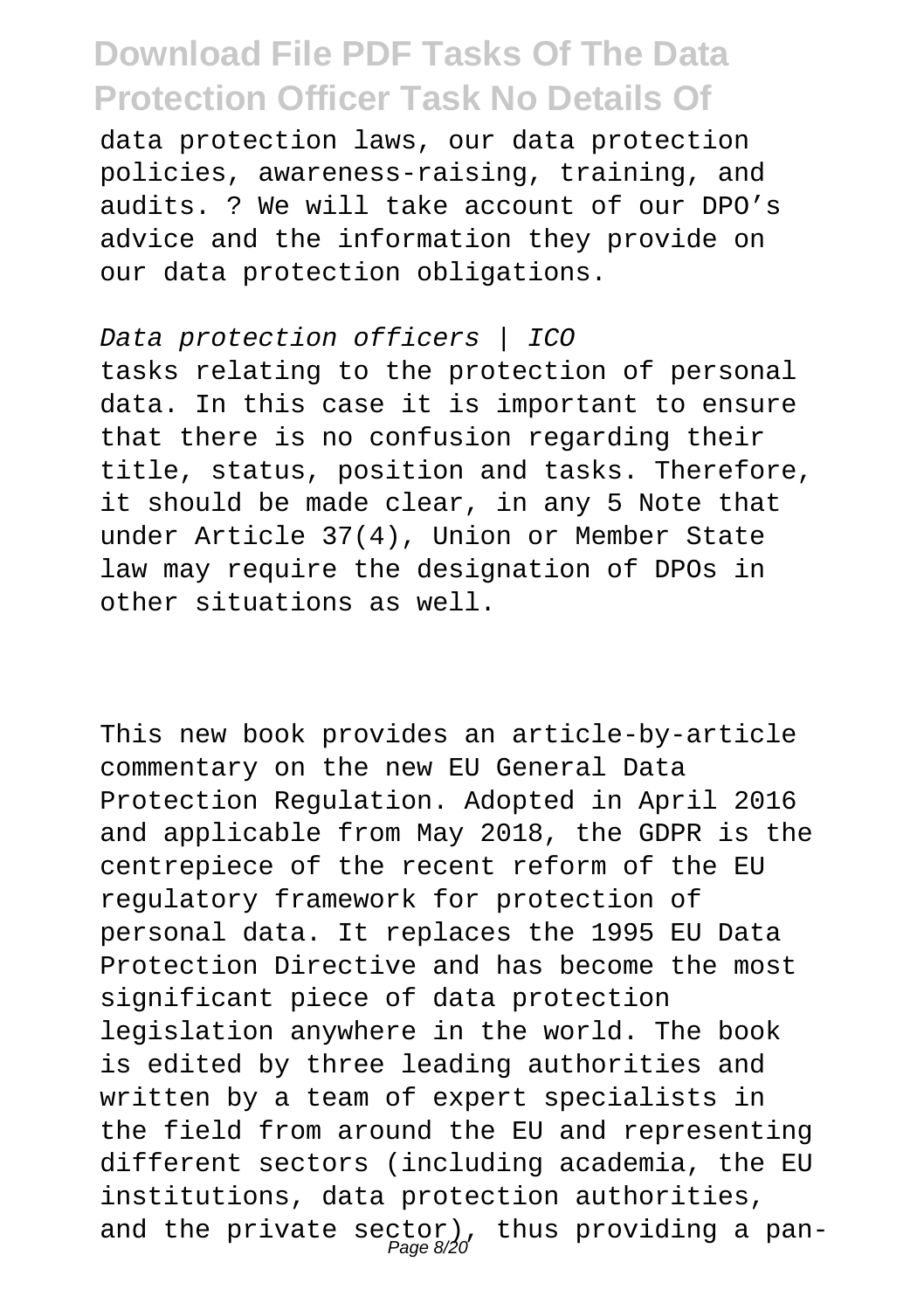data protection laws, our data protection policies, awareness-raising, training, and audits. ? We will take account of our DPO’s advice and the information they provide on our data protection obligations.

*Data protection officers | ICO*

tasks relating to the protection of personal data. In this case it is important to ensure that there is no confusion regarding their title, status, position and tasks. Therefore, it should be made clear, in any 5 Note that under Article 37(4), Union or Member State law may require the designation of DPOs in other situations as well.

This new book provides an article-by-article commentary on the new EU General Data Protection Regulation. Adopted in April 2016 and applicable from May 2018, the GDPR is the centrepiece of the recent reform of the EU regulatory framework for protection of personal data. It replaces the 1995 EU Data Protection Directive and has become the most significant piece of data protection legislation anywhere in the world. The book is edited by three leading authorities and written by a team of expert specialists in the field from around the EU and representing different sectors (including academia, the EU institutions, data protection authorities, and the private sector), thus providing a pan-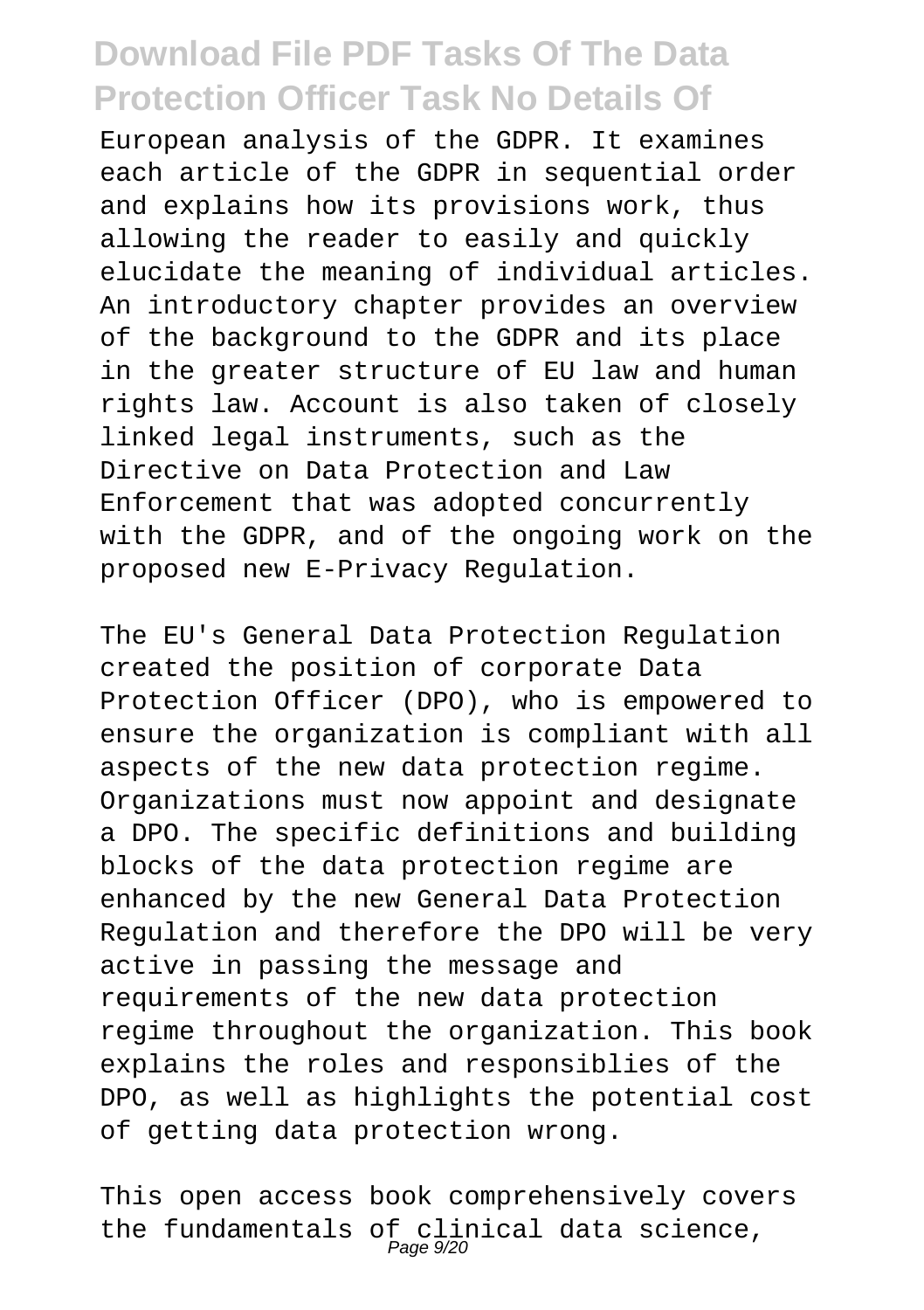European analysis of the GDPR. It examines each article of the GDPR in sequential order and explains how its provisions work, thus allowing the reader to easily and quickly elucidate the meaning of individual articles. An introductory chapter provides an overview of the background to the GDPR and its place in the greater structure of EU law and human rights law. Account is also taken of closely linked legal instruments, such as the Directive on Data Protection and Law Enforcement that was adopted concurrently with the GDPR, and of the ongoing work on the proposed new E-Privacy Regulation.

The EU's General Data Protection Regulation created the position of corporate Data Protection Officer (DPO), who is empowered to ensure the organization is compliant with all aspects of the new data protection regime. Organizations must now appoint and designate a DPO. The specific definitions and building blocks of the data protection regime are enhanced by the new General Data Protection Regulation and therefore the DPO will be very active in passing the message and requirements of the new data protection regime throughout the organization. This book explains the roles and responsiblies of the DPO, as well as highlights the potential cost of getting data protection wrong.

This open access book comprehensively covers the fundamentals of clinical data science,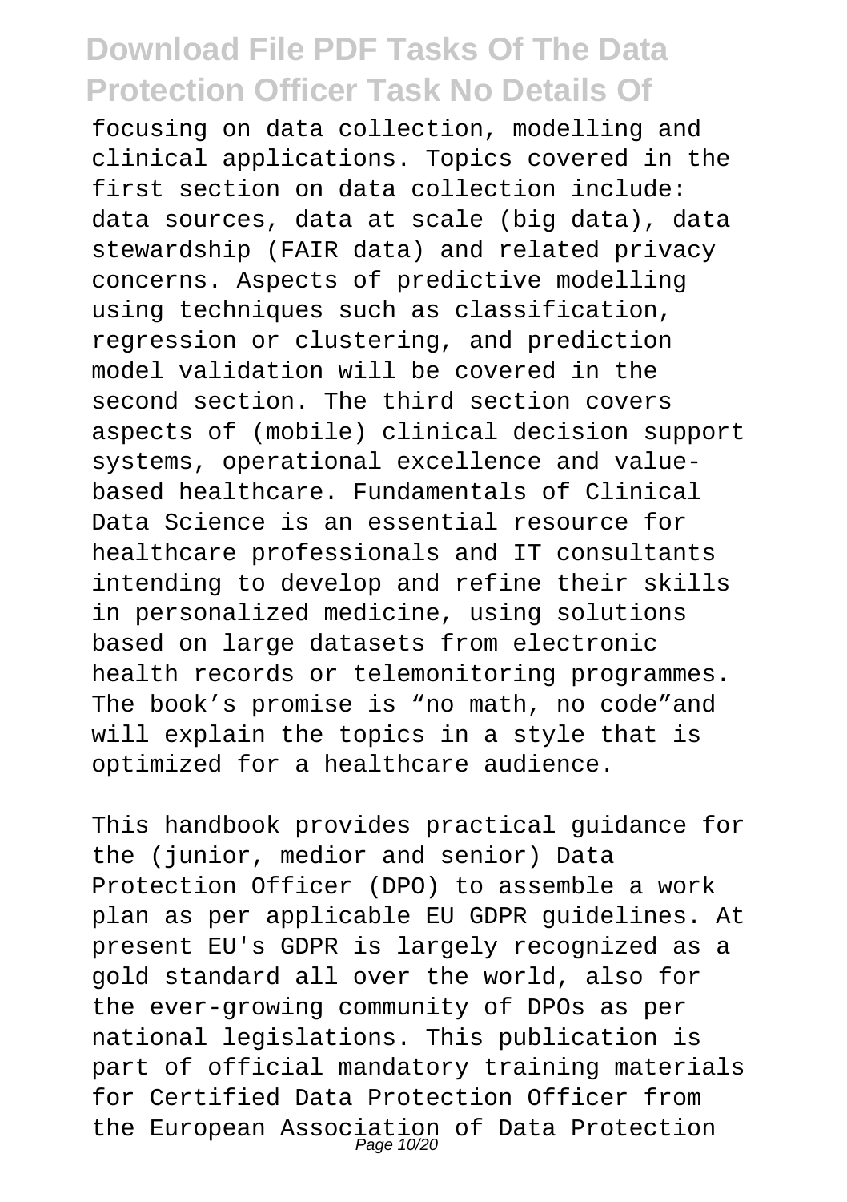focusing on data collection, modelling and clinical applications. Topics covered in the first section on data collection include: data sources, data at scale (big data), data stewardship (FAIR data) and related privacy concerns. Aspects of predictive modelling using techniques such as classification, regression or clustering, and prediction model validation will be covered in the second section. The third section covers aspects of (mobile) clinical decision support systems, operational excellence and value-based healthcare. Fundamentals of Clinical Data Science is an essential resource for healthcare professionals and IT consultants intending to develop and refine their skills in personalized medicine, using solutions based on large datasets from electronic health records or telemonitoring programmes. The book's promise is "no math, no code"and will explain the topics in a style that is optimized for a healthcare audience.

This handbook provides practical guidance for the (junior, medior and senior) Data Protection Officer (DPO) to assemble a work plan as per applicable EU GDPR guidelines. At present EU's GDPR is largely recognized as a gold standard all over the world, also for the ever-growing community of DPOs as per national legislations. This publication is part of official mandatory training materials for Certified Data Protection Officer from the European Association of Data Protection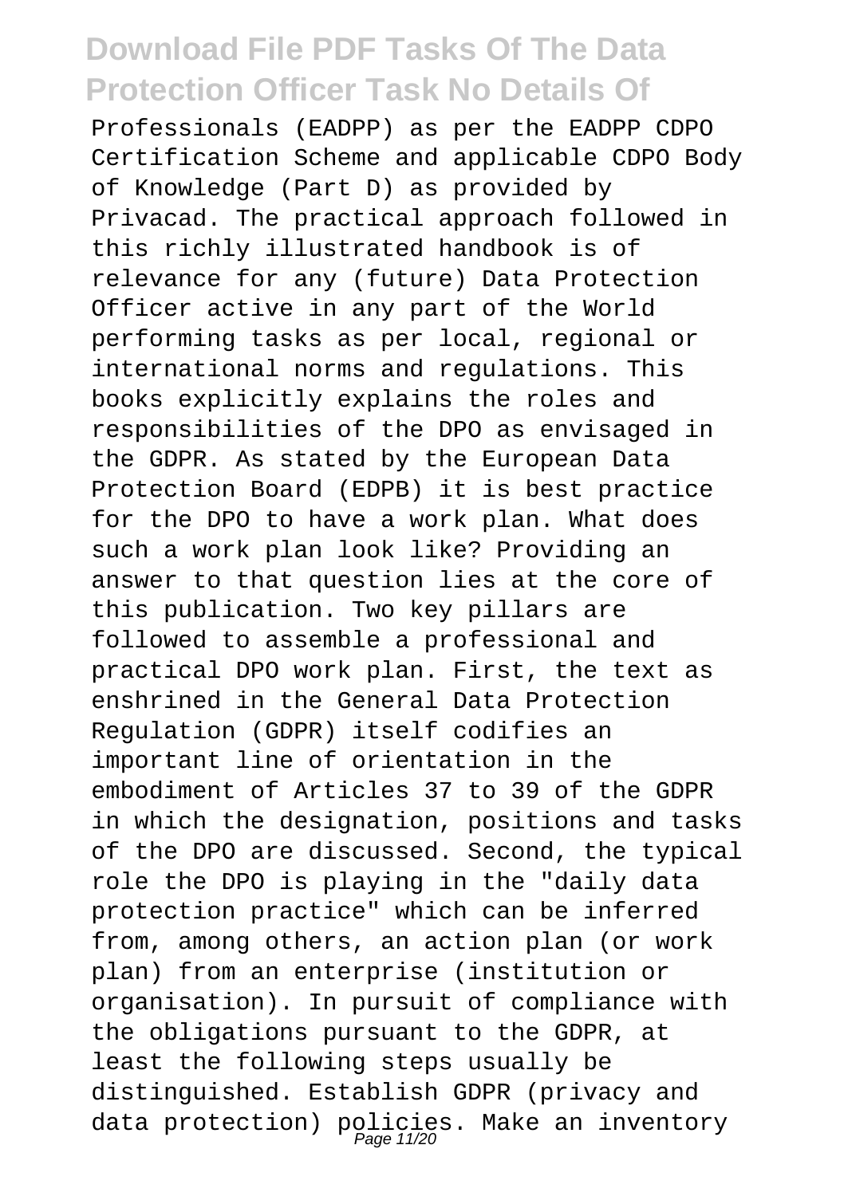Professionals (EADPP) as per the EADPP CDPO Certification Scheme and applicable CDPO Body of Knowledge (Part D) as provided by Privacad. The practical approach followed in this richly illustrated handbook is of relevance for any (future) Data Protection Officer active in any part of the World performing tasks as per local, regional or international norms and regulations. This books explicitly explains the roles and responsibilities of the DPO as envisaged in the GDPR. As stated by the European Data Protection Board (EDPB) it is best practice for the DPO to have a work plan. What does such a work plan look like? Providing an answer to that question lies at the core of this publication. Two key pillars are followed to assemble a professional and practical DPO work plan. First, the text as enshrined in the General Data Protection Regulation (GDPR) itself codifies an important line of orientation in the embodiment of Articles 37 to 39 of the GDPR in which the designation, positions and tasks of the DPO are discussed. Second, the typical role the DPO is playing in the "daily data protection practice" which can be inferred from, among others, an action plan (or work plan) from an enterprise (institution or organisation). In pursuit of compliance with the obligations pursuant to the GDPR, at least the following steps usually be distinguished. Establish GDPR (privacy and data protection) policies. Make an inventory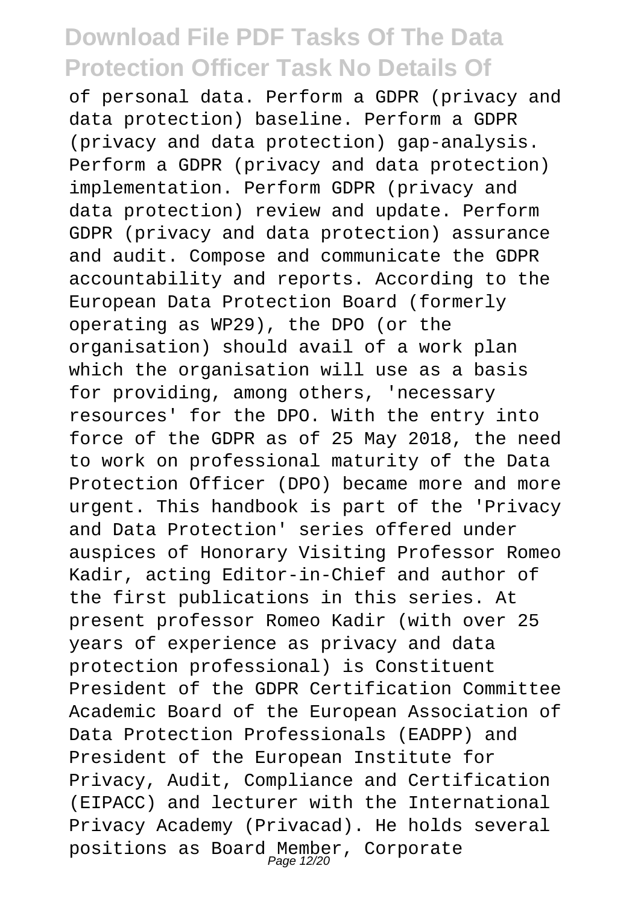of personal data. Perform a GDPR (privacy and data protection) baseline. Perform a GDPR (privacy and data protection) gap-analysis. Perform a GDPR (privacy and data protection) implementation. Perform GDPR (privacy and data protection) review and update. Perform GDPR (privacy and data protection) assurance and audit. Compose and communicate the GDPR accountability and reports. According to the European Data Protection Board (formerly operating as WP29), the DPO (or the organisation) should avail of a work plan which the organisation will use as a basis for providing, among others, 'necessary resources' for the DPO. With the entry into force of the GDPR as of 25 May 2018, the need to work on professional maturity of the Data Protection Officer (DPO) became more and more urgent. This handbook is part of the 'Privacy and Data Protection' series offered under auspices of Honorary Visiting Professor Romeo Kadir, acting Editor-in-Chief and author of the first publications in this series. At present professor Romeo Kadir (with over 25 years of experience as privacy and data protection professional) is Constituent President of the GDPR Certification Committee Academic Board of the European Association of Data Protection Professionals (EADPP) and President of the European Institute for Privacy, Audit, Compliance and Certification (EIPACC) and lecturer with the International Privacy Academy (Privacad). He holds several positions as Board Member, Corporate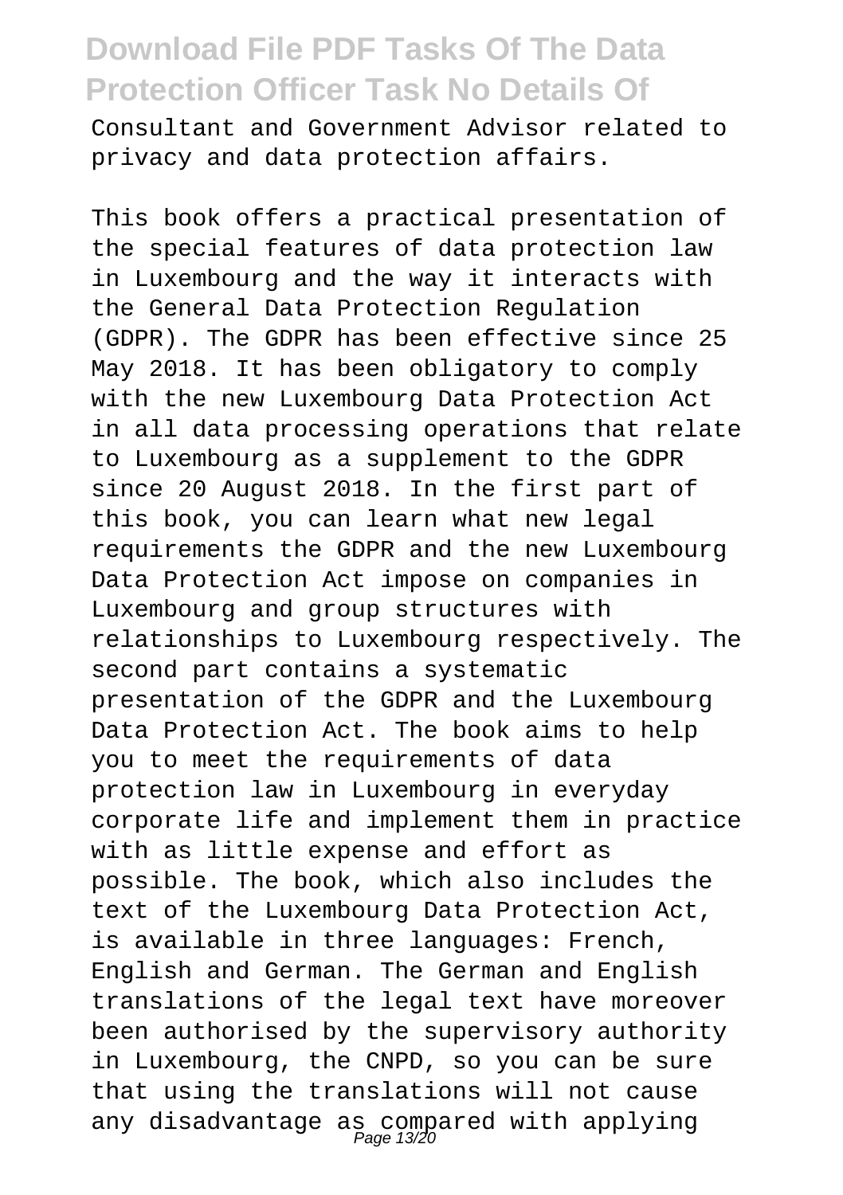Consultant and Government Advisor related to privacy and data protection affairs.

This book offers a practical presentation of the special features of data protection law in Luxembourg and the way it interacts with the General Data Protection Regulation (GDPR). The GDPR has been effective since 25 May 2018. It has been obligatory to comply with the new Luxembourg Data Protection Act in all data processing operations that relate to Luxembourg as a supplement to the GDPR since 20 August 2018. In the first part of this book, you can learn what new legal requirements the GDPR and the new Luxembourg Data Protection Act impose on companies in Luxembourg and group structures with relationships to Luxembourg respectively. The second part contains a systematic presentation of the GDPR and the Luxembourg Data Protection Act. The book aims to help you to meet the requirements of data protection law in Luxembourg in everyday corporate life and implement them in practice with as little expense and effort as possible. The book, which also includes the text of the Luxembourg Data Protection Act, is available in three languages: French, English and German. The German and English translations of the legal text have moreover been authorised by the supervisory authority in Luxembourg, the CNPD, so you can be sure that using the translations will not cause any disadvantage as compared with applying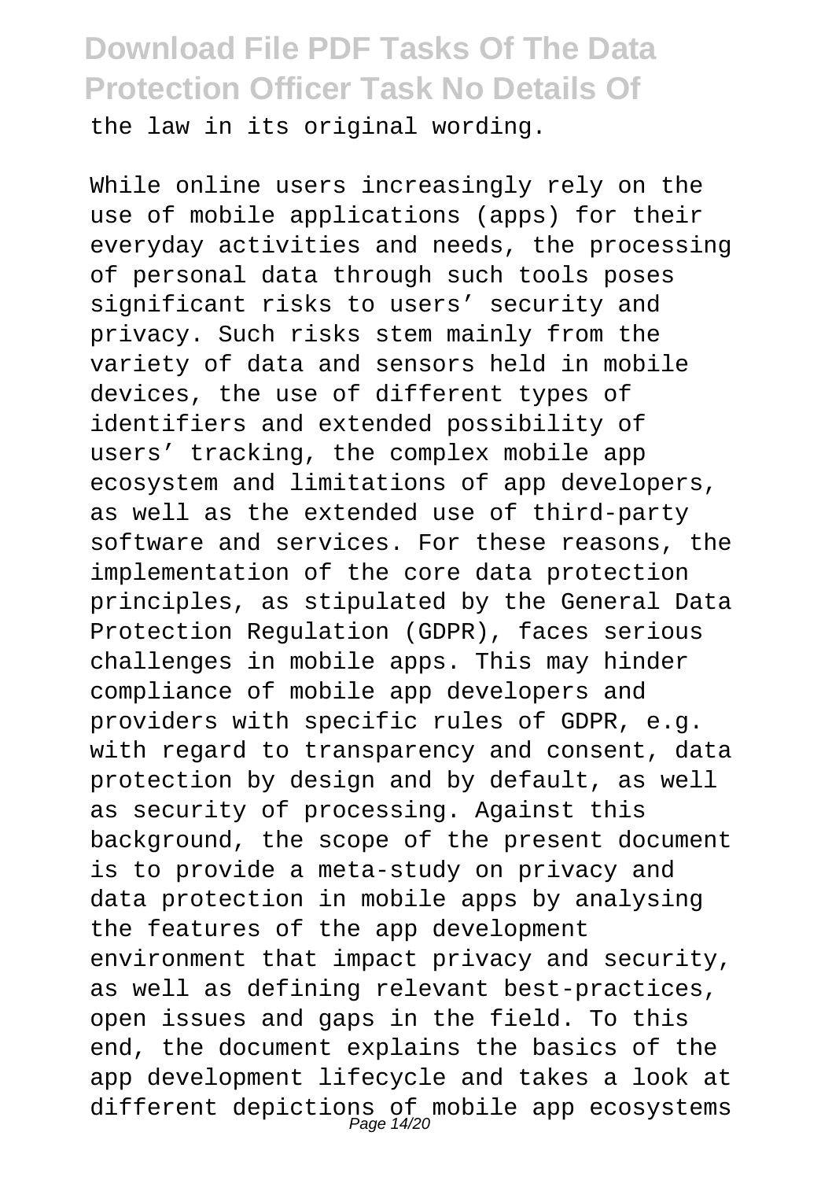the law in its original wording.

While online users increasingly rely on the use of mobile applications (apps) for their everyday activities and needs, the processing of personal data through such tools poses significant risks to users' security and privacy. Such risks stem mainly from the variety of data and sensors held in mobile devices, the use of different types of identifiers and extended possibility of users' tracking, the complex mobile app ecosystem and limitations of app developers, as well as the extended use of third-party software and services. For these reasons, the implementation of the core data protection principles, as stipulated by the General Data Protection Regulation (GDPR), faces serious challenges in mobile apps. This may hinder compliance of mobile app developers and providers with specific rules of GDPR, e.g. with regard to transparency and consent, data protection by design and by default, as well as security of processing. Against this background, the scope of the present document is to provide a meta-study on privacy and data protection in mobile apps by analysing the features of the app development environment that impact privacy and security, as well as defining relevant best-practices, open issues and gaps in the field. To this end, the document explains the basics of the app development lifecycle and takes a look at different depictions of mobile app ecosystems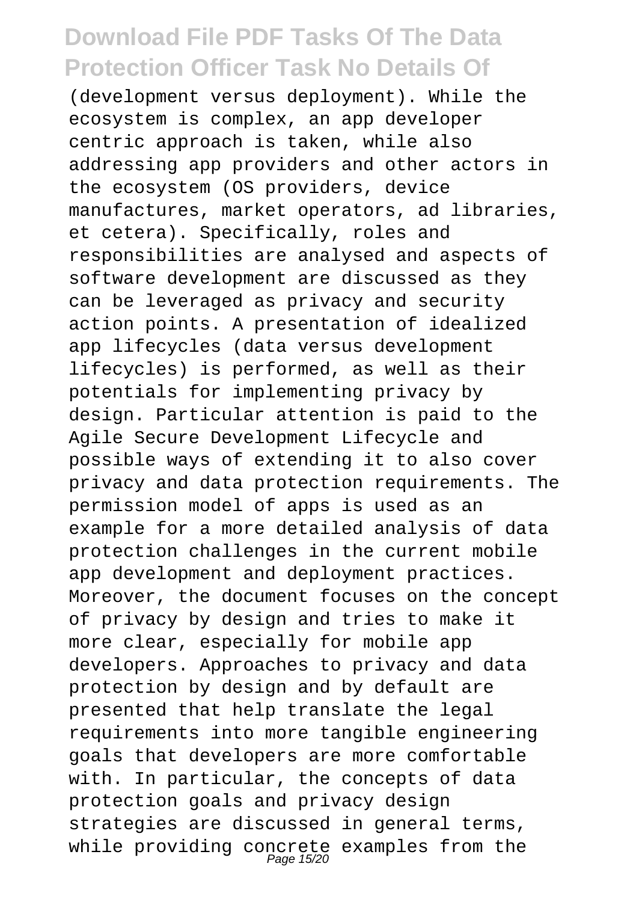(development versus deployment). While the ecosystem is complex, an app developer centric approach is taken, while also addressing app providers and other actors in the ecosystem (OS providers, device manufactures, market operators, ad libraries, et cetera). Specifically, roles and responsibilities are analysed and aspects of software development are discussed as they can be leveraged as privacy and security action points. A presentation of idealized app lifecycles (data versus development lifecycles) is performed, as well as their potentials for implementing privacy by design. Particular attention is paid to the Agile Secure Development Lifecycle and possible ways of extending it to also cover privacy and data protection requirements. The permission model of apps is used as an example for a more detailed analysis of data protection challenges in the current mobile app development and deployment practices. Moreover, the document focuses on the concept of privacy by design and tries to make it more clear, especially for mobile app developers. Approaches to privacy and data protection by design and by default are presented that help translate the legal requirements into more tangible engineering goals that developers are more comfortable with. In particular, the concepts of data protection goals and privacy design strategies are discussed in general terms, while providing concrete examples from the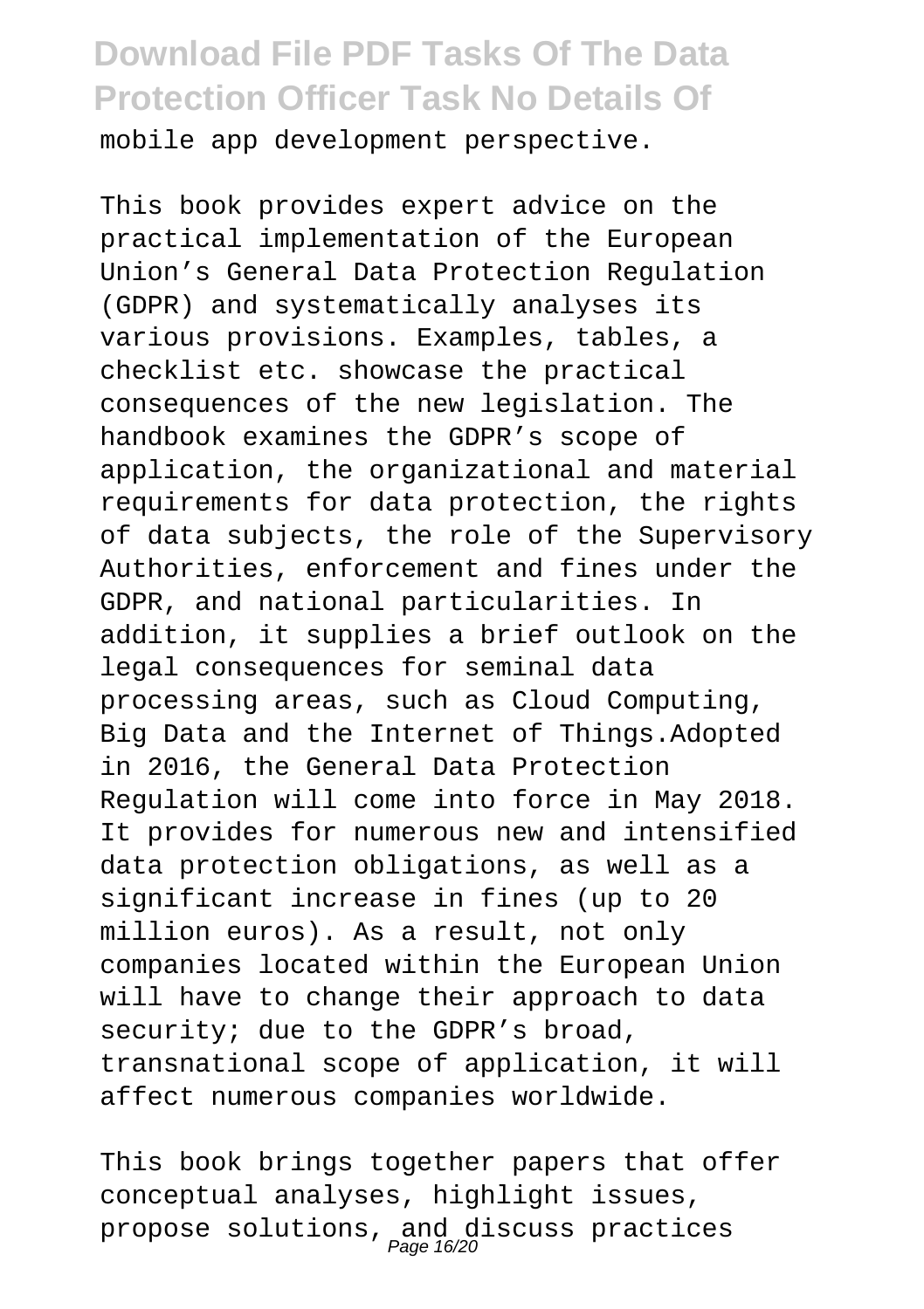mobile app development perspective.

This book provides expert advice on the practical implementation of the European Union's General Data Protection Regulation (GDPR) and systematically analyses its various provisions. Examples, tables, a checklist etc. showcase the practical consequences of the new legislation. The handbook examines the GDPR's scope of application, the organizational and material requirements for data protection, the rights of data subjects, the role of the Supervisory Authorities, enforcement and fines under the GDPR, and national particularities. In addition, it supplies a brief outlook on the legal consequences for seminal data processing areas, such as Cloud Computing, Big Data and the Internet of Things.Adopted in 2016, the General Data Protection Regulation will come into force in May 2018. It provides for numerous new and intensified data protection obligations, as well as a significant increase in fines (up to 20 million euros). As a result, not only companies located within the European Union will have to change their approach to data security; due to the GDPR's broad, transnational scope of application, it will affect numerous companies worldwide.

This book brings together papers that offer conceptual analyses, highlight issues, propose solutions, and discuss practices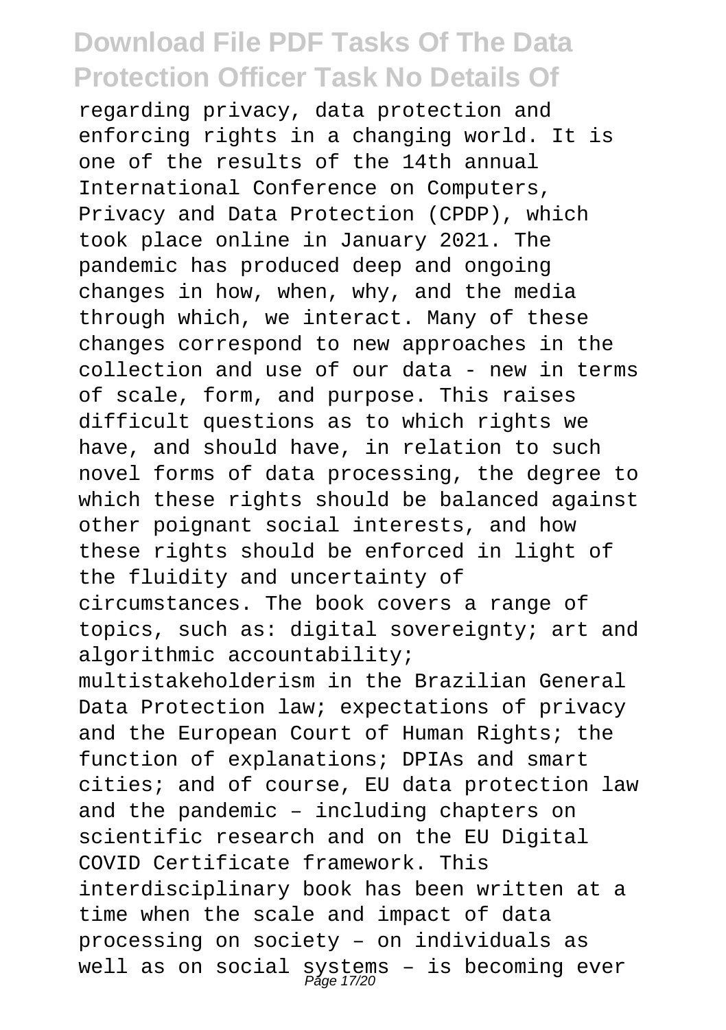regarding privacy, data protection and enforcing rights in a changing world. It is one of the results of the 14th annual International Conference on Computers, Privacy and Data Protection (CPDP), which took place online in January 2021. The pandemic has produced deep and ongoing changes in how, when, why, and the media through which, we interact. Many of these changes correspond to new approaches in the collection and use of our data - new in terms of scale, form, and purpose. This raises difficult questions as to which rights we have, and should have, in relation to such novel forms of data processing, the degree to which these rights should be balanced against other poignant social interests, and how these rights should be enforced in light of the fluidity and uncertainty of circumstances. The book covers a range of topics, such as: digital sovereignty; art and algorithmic accountability; multistakeholderism in the Brazilian General Data Protection law; expectations of privacy and the European Court of Human Rights; the function of explanations; DPIAs and smart cities; and of course, EU data protection law and the pandemic – including chapters on scientific research and on the EU Digital COVID Certificate framework. This interdisciplinary book has been written at a time when the scale and impact of data processing on society – on individuals as well as on social systems – is becoming ever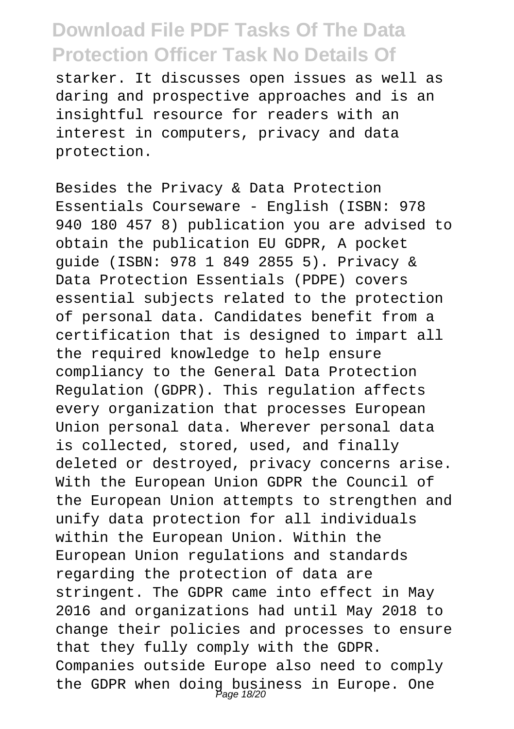starker. It discusses open issues as well as daring and prospective approaches and is an insightful resource for readers with an interest in computers, privacy and data protection.

Besides the Privacy & Data Protection Essentials Courseware - English (ISBN: 978 940 180 457 8) publication you are advised to obtain the publication EU GDPR, A pocket guide (ISBN: 978 1 849 2855 5). Privacy & Data Protection Essentials (PDPE) covers essential subjects related to the protection of personal data. Candidates benefit from a certification that is designed to impart all the required knowledge to help ensure compliancy to the General Data Protection Regulation (GDPR). This regulation affects every organization that processes European Union personal data. Wherever personal data is collected, stored, used, and finally deleted or destroyed, privacy concerns arise. With the European Union GDPR the Council of the European Union attempts to strengthen and unify data protection for all individuals within the European Union. Within the European Union regulations and standards regarding the protection of data are stringent. The GDPR came into effect in May 2016 and organizations had until May 2018 to change their policies and processes to ensure that they fully comply with the GDPR. Companies outside Europe also need to comply the GDPR when doing business in Europe. One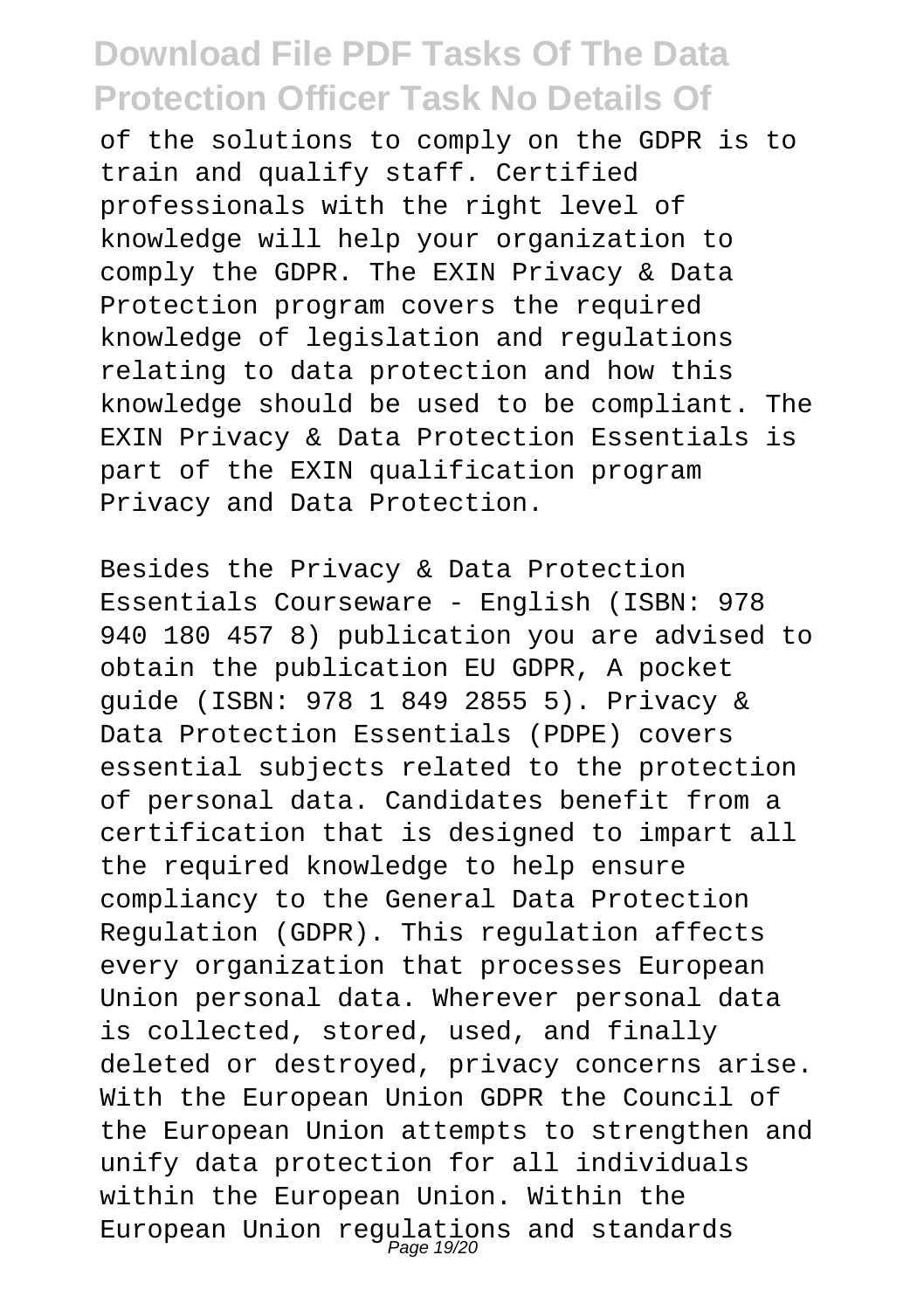of the solutions to comply on the GDPR is to train and qualify staff. Certified professionals with the right level of knowledge will help your organization to comply the GDPR. The EXIN Privacy & Data Protection program covers the required knowledge of legislation and regulations relating to data protection and how this knowledge should be used to be compliant. The EXIN Privacy & Data Protection Essentials is part of the EXIN qualification program Privacy and Data Protection.

Besides the Privacy & Data Protection Essentials Courseware - English (ISBN: 978 940 180 457 8) publication you are advised to obtain the publication EU GDPR, A pocket guide (ISBN: 978 1 849 2855 5). Privacy & Data Protection Essentials (PDPE) covers essential subjects related to the protection of personal data. Candidates benefit from a certification that is designed to impart all the required knowledge to help ensure compliancy to the General Data Protection Regulation (GDPR). This regulation affects every organization that processes European Union personal data. Wherever personal data is collected, stored, used, and finally deleted or destroyed, privacy concerns arise. With the European Union GDPR the Council of the European Union attempts to strengthen and unify data protection for all individuals within the European Union. Within the European Union regulations and standards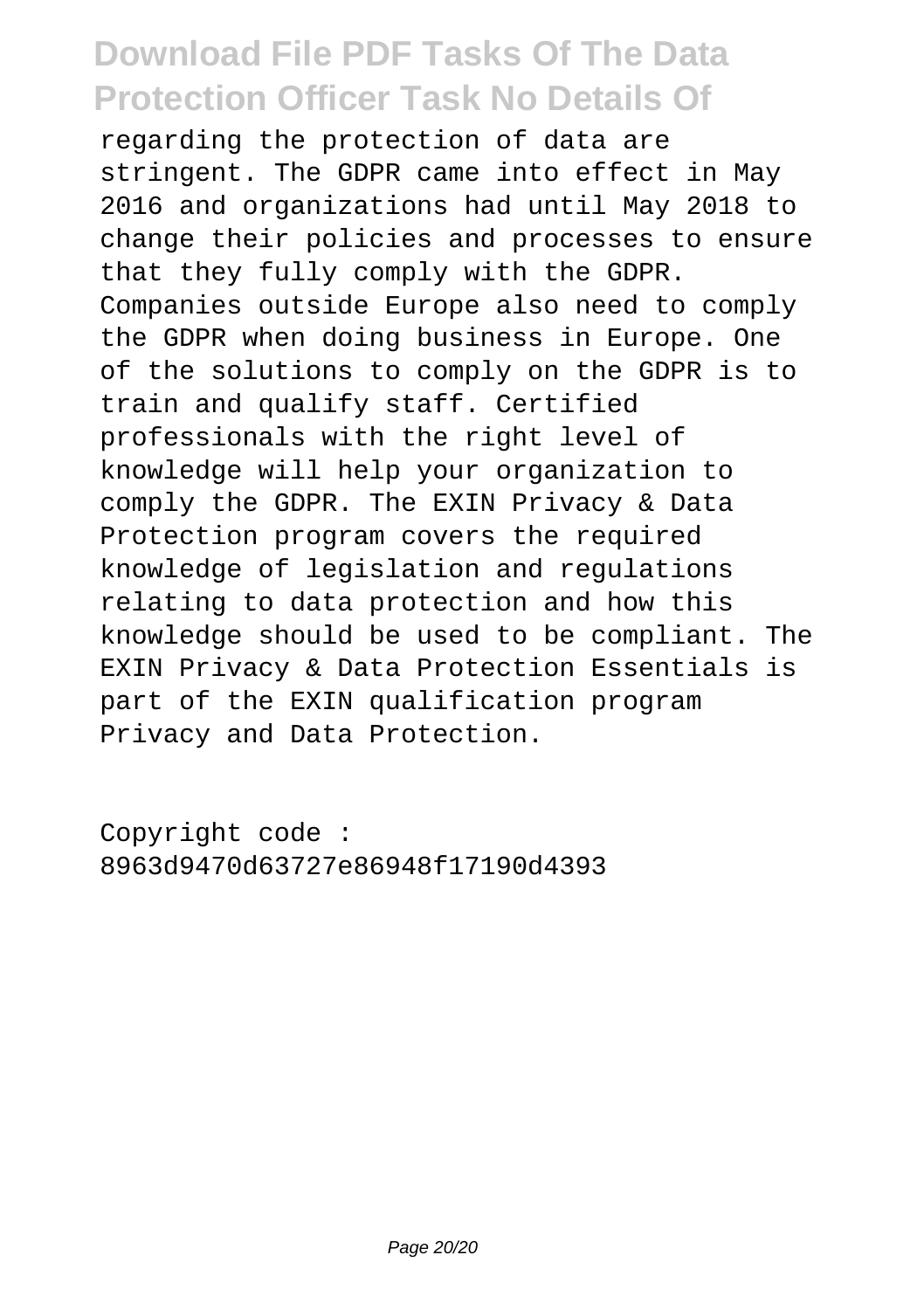regarding the protection of data are stringent. The GDPR came into effect in May 2016 and organizations had until May 2018 to change their policies and processes to ensure that they fully comply with the GDPR. Companies outside Europe also need to comply the GDPR when doing business in Europe. One of the solutions to comply on the GDPR is to train and qualify staff. Certified professionals with the right level of knowledge will help your organization to comply the GDPR. The EXIN Privacy & Data Protection program covers the required knowledge of legislation and regulations relating to data protection and how this knowledge should be used to be compliant. The EXIN Privacy & Data Protection Essentials is part of the EXIN qualification program Privacy and Data Protection.

Copyright code : 8963d9470d63727e86948f17190d4393